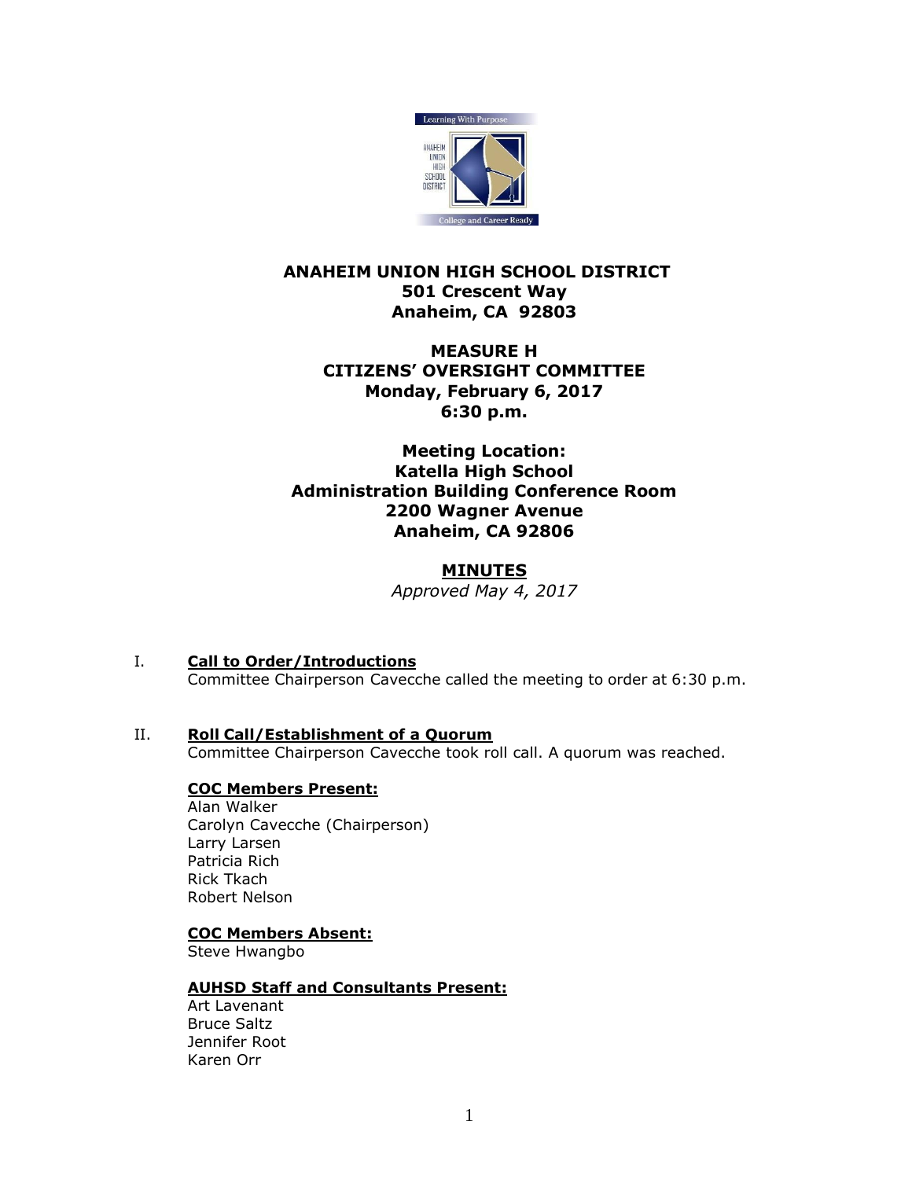**ANAHEIM UNION HIGH SCHOOL DISTRICT**
**501 Crescent Way**
**Anaheim, CA 92803**

**MEASURE H**
**CITIZENS' OVERSIGHT COMMITTEE**
**Monday, February 6, 2017**
**6:30 p.m.**

**Meeting Location:**
**Katella High School**
**Administration Building Conference Room**
**2200 Wagner Avenue**
**Anaheim, CA 92806**

## MINUTES

*Approved May 4, 2017*

I. **Call to Order/Introductions**

Committee Chairperson Cavecche called the meeting to order at 6:30 p.m.

II. **Roll Call/Establishment of a Quorum**

Committee Chairperson Cavecche took roll call. A quorum was reached.

**COC Members Present:**

Alan Walker
Carolyn Cavecche (Chairperson)
Larry Larsen
Patricia Rich
Rick Tkach
Robert Nelson

**COC Members Absent:**

Steve Hwangbo

**AUHSD Staff and Consultants Present:**

Art Lavenant
Bruce Saltz
Jennifer Root
Karen Orr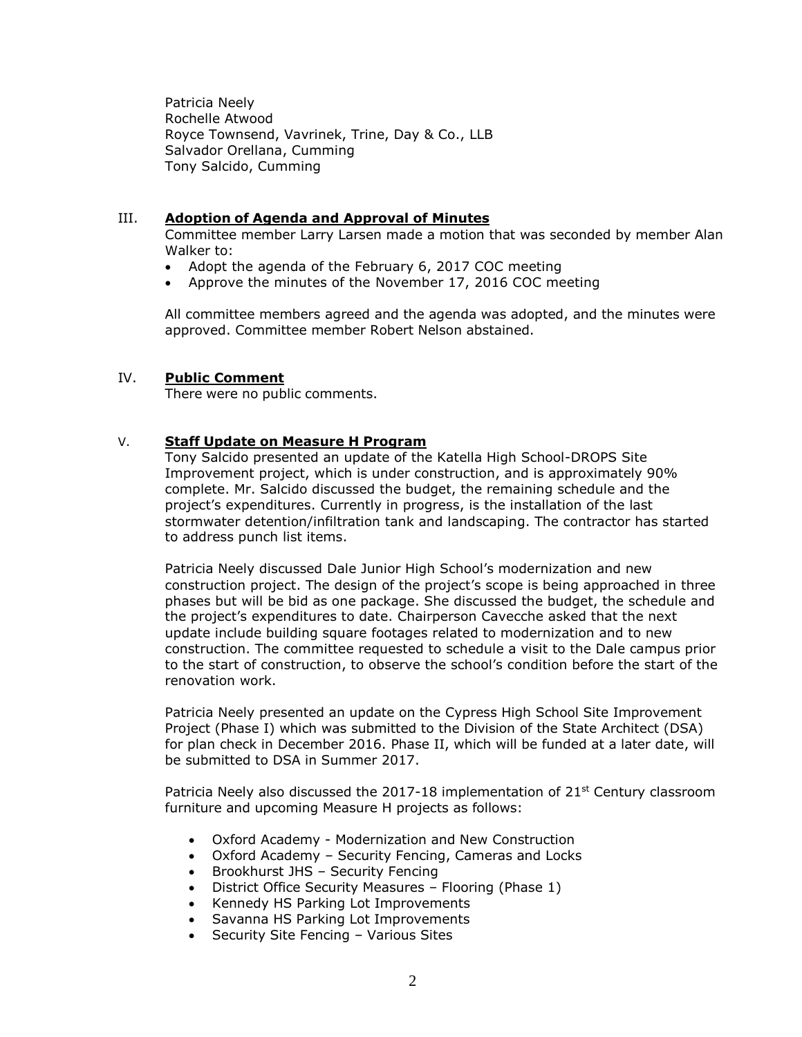Patricia Neely
Rochelle Atwood
Royce Townsend, Vavrinek, Trine, Day & Co., LLB
Salvador Orellana, Cumming
Tony Salcido, Cumming

## III. Adoption of Agenda and Approval of Minutes

Committee member Larry Larsen made a motion that was seconded by member Alan Walker to:

- Adopt the agenda of the February 6, 2017 COC meeting
- Approve the minutes of the November 17, 2016 COC meeting

All committee members agreed and the agenda was adopted, and the minutes were approved. Committee member Robert Nelson abstained.

## IV. Public Comment

There were no public comments.

## V. Staff Update on Measure H Program

Tony Salcido presented an update of the Katella High School-DROPS Site Improvement project, which is under construction, and is approximately 90% complete. Mr. Salcido discussed the budget, the remaining schedule and the project's expenditures. Currently in progress, is the installation of the last stormwater detention/infiltration tank and landscaping. The contractor has started to address punch list items.

Patricia Neely discussed Dale Junior High School's modernization and new construction project. The design of the project's scope is being approached in three phases but will be bid as one package. She discussed the budget, the schedule and the project's expenditures to date. Chairperson Cavecche asked that the next update include building square footages related to modernization and to new construction. The committee requested to schedule a visit to the Dale campus prior to the start of construction, to observe the school's condition before the start of the renovation work.

Patricia Neely presented an update on the Cypress High School Site Improvement Project (Phase I) which was submitted to the Division of the State Architect (DSA) for plan check in December 2016. Phase II, which will be funded at a later date, will be submitted to DSA in Summer 2017.

Patricia Neely also discussed the 2017-18 implementation of 21st Century classroom furniture and upcoming Measure H projects as follows:

- Oxford Academy - Modernization and New Construction
- Oxford Academy – Security Fencing, Cameras and Locks
- Brookhurst JHS – Security Fencing
- District Office Security Measures – Flooring (Phase 1)
- Kennedy HS Parking Lot Improvements
- Savanna HS Parking Lot Improvements
- Security Site Fencing – Various Sites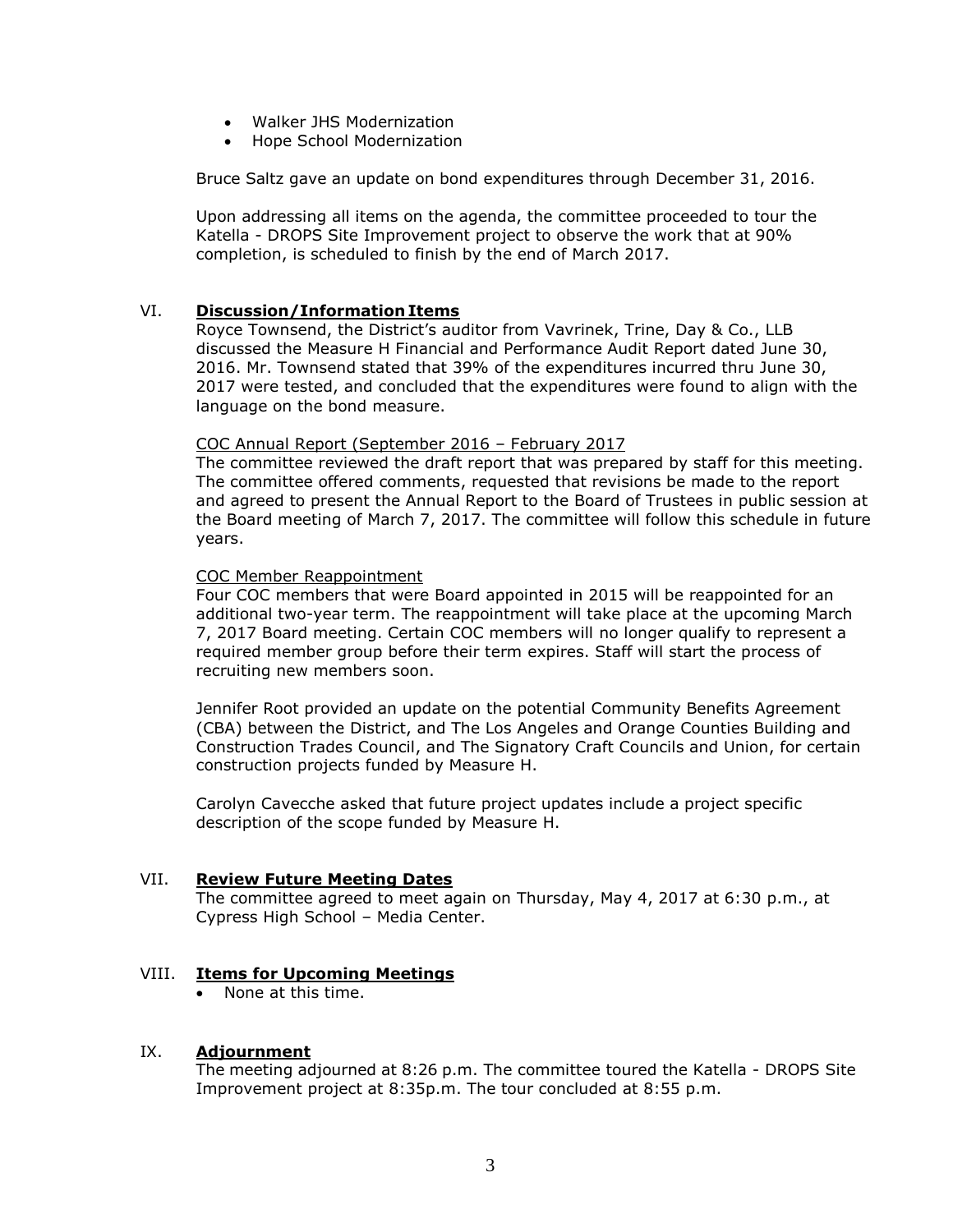- Walker JHS Modernization
- Hope School Modernization

Bruce Saltz gave an update on bond expenditures through December 31, 2016.

Upon addressing all items on the agenda, the committee proceeded to tour the Katella - DROPS Site Improvement project to observe the work that at 90% completion, is scheduled to finish by the end of March 2017.

## VI. **Discussion/Information Items**

Royce Townsend, the District's auditor from Vavrinek, Trine, Day & Co., LLB discussed the Measure H Financial and Performance Audit Report dated June 30, 2016. Mr. Townsend stated that 39% of the expenditures incurred thru June 30, 2017 were tested, and concluded that the expenditures were found to align with the language on the bond measure.

<u>COC Annual Report (September 2016 – February 2017</u>

The committee reviewed the draft report that was prepared by staff for this meeting. The committee offered comments, requested that revisions be made to the report and agreed to present the Annual Report to the Board of Trustees in public session at the Board meeting of March 7, 2017. The committee will follow this schedule in future years.

<u>COC Member Reappointment</u>

Four COC members that were Board appointed in 2015 will be reappointed for an additional two-year term. The reappointment will take place at the upcoming March 7, 2017 Board meeting. Certain COC members will no longer qualify to represent a required member group before their term expires. Staff will start the process of recruiting new members soon.

Jennifer Root provided an update on the potential Community Benefits Agreement (CBA) between the District, and The Los Angeles and Orange Counties Building and Construction Trades Council, and The Signatory Craft Councils and Union, for certain construction projects funded by Measure H.

Carolyn Cavecche asked that future project updates include a project specific description of the scope funded by Measure H.

## VII. **Review Future Meeting Dates**

The committee agreed to meet again on Thursday, May 4, 2017 at 6:30 p.m., at Cypress High School – Media Center.

## VIII. **Items for Upcoming Meetings**

- None at this time.

## IX. **Adjournment**

The meeting adjourned at 8:26 p.m. The committee toured the Katella - DROPS Site Improvement project at 8:35p.m. The tour concluded at 8:55 p.m.